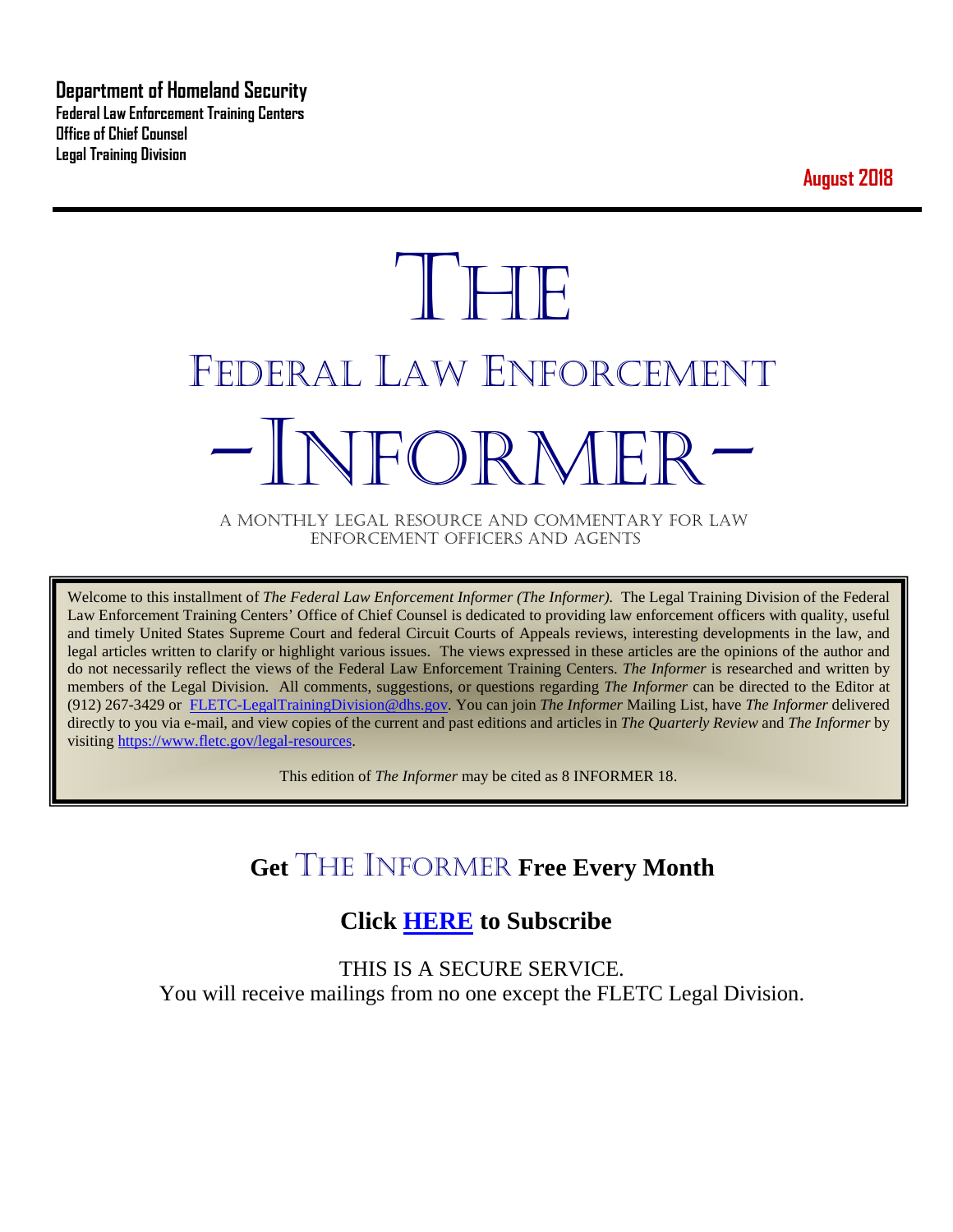**Department of Homeland Security**
**Federal Law Enforcement Training Centers**
**Office of Chief Counsel**
**Legal Training Division**

**August 2018**

# THE
# FEDERAL LAW ENFORCEMENT
# -INFORMER-

A MONTHLY LEGAL RESOURCE AND COMMENTARY FOR LAW ENFORCEMENT OFFICERS AND AGENTS

Welcome to this installment of *The Federal Law Enforcement Informer (The Informer).* The Legal Training Division of the Federal Law Enforcement Training Centers' Office of Chief Counsel is dedicated to providing law enforcement officers with quality, useful and timely United States Supreme Court and federal Circuit Courts of Appeals reviews, interesting developments in the law, and legal articles written to clarify or highlight various issues. The views expressed in these articles are the opinions of the author and do not necessarily reflect the views of the Federal Law Enforcement Training Centers. *The Informer* is researched and written by members of the Legal Division. All comments, suggestions, or questions regarding *The Informer* can be directed to the Editor at (912) 267-3429 or [FLETC-LegalTrainingDivision@dhs.gov](mailto:FLETC-LegalTrainingDivision@dhs.gov). You can join *The Informer* Mailing List, have *The Informer* delivered directly to you via e-mail, and view copies of the current and past editions and articles in *The Quarterly Review* and *The Informer* by visiting [https://www.fletc.gov/legal-resources](https://www.fletc.gov/legal-resources).

This edition of *The Informer* may be cited as 8 INFORMER 18.

## Get THE INFORMER Free Every Month

## Click **HERE** to Subscribe

THIS IS A SECURE SERVICE.
You will receive mailings from no one except the FLETC Legal Division.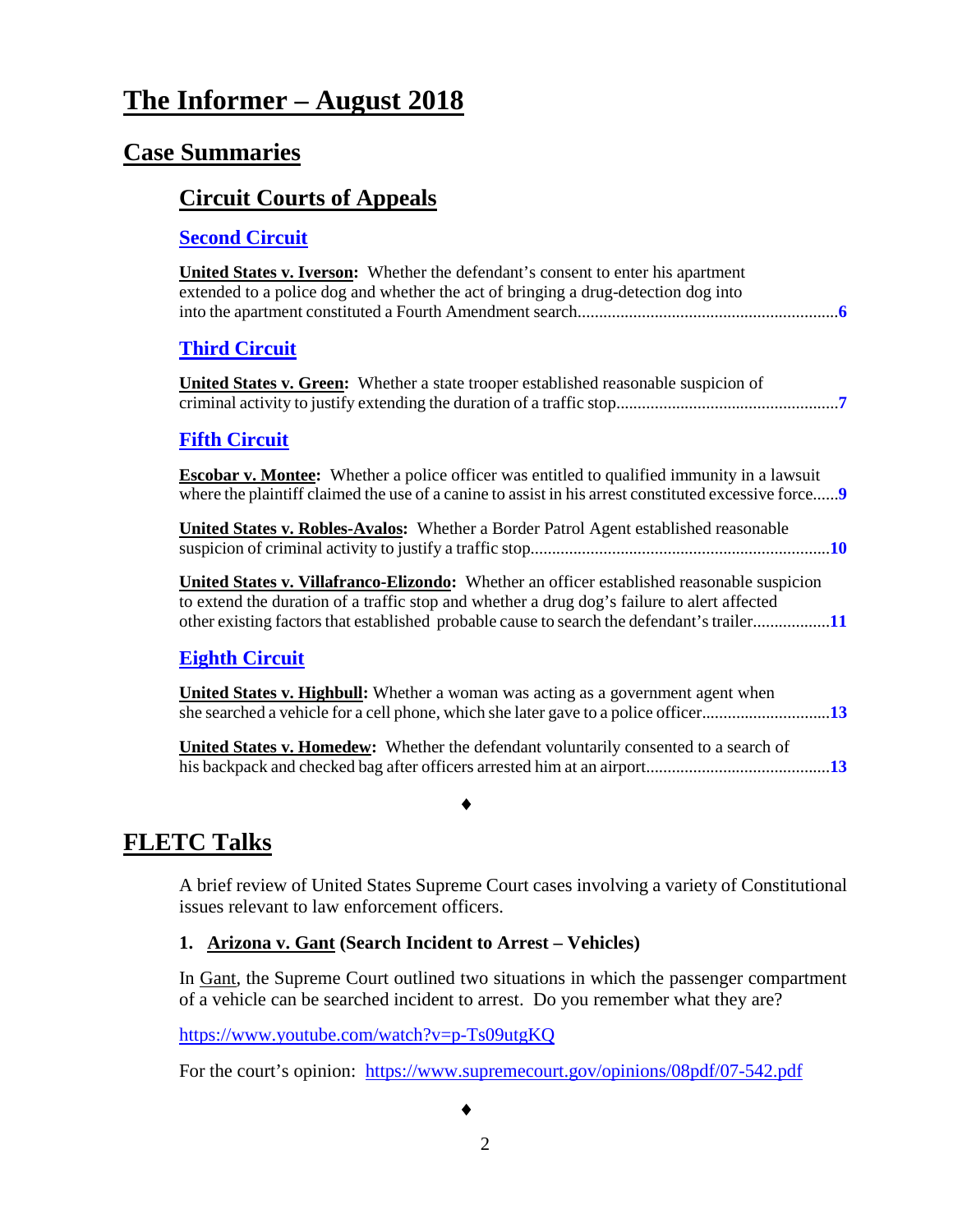# The Informer – August 2018

## Case Summaries

### Circuit Courts of Appeals

#### Second Circuit

**United States v. Iverson:** Whether the defendant's consent to enter his apartment extended to a police dog and whether the act of bringing a drug-detection dog into into the apartment constituted a Fourth Amendment search............................................................6

#### Third Circuit

**United States v. Green:** Whether a state trooper established reasonable suspicion of criminal activity to justify extending the duration of a traffic stop...................................................7

#### Fifth Circuit

**Escobar v. Montee:** Whether a police officer was entitled to qualified immunity in a lawsuit where the plaintiff claimed the use of a canine to assist in his arrest constituted excessive force......9

**United States v. Robles-Avalos:** Whether a Border Patrol Agent established reasonable suspicion of criminal activity to justify a traffic stop.....................................................................10

**United States v. Villafranco-Elizondo:** Whether an officer established reasonable suspicion to extend the duration of a traffic stop and whether a drug dog's failure to alert affected other existing factors that established probable cause to search the defendant's trailer..................11

#### Eighth Circuit

**United States v. Highbull:** Whether a woman was acting as a government agent when she searched a vehicle for a cell phone, which she later gave to a police officer.............................13

**United States v. Homedew:** Whether the defendant voluntarily consented to a search of his backpack and checked bag after officers arrested him at an airport..........................................13

♦

## FLETC Talks

A brief review of United States Supreme Court cases involving a variety of Constitutional issues relevant to law enforcement officers.

**1. Arizona v. Gant (Search Incident to Arrest – Vehicles)**

In Gant, the Supreme Court outlined two situations in which the passenger compartment of a vehicle can be searched incident to arrest. Do you remember what they are?

https://www.youtube.com/watch?v=p-Ts09utgKQ

For the court's opinion: https://www.supremecourt.gov/opinions/08pdf/07-542.pdf

♦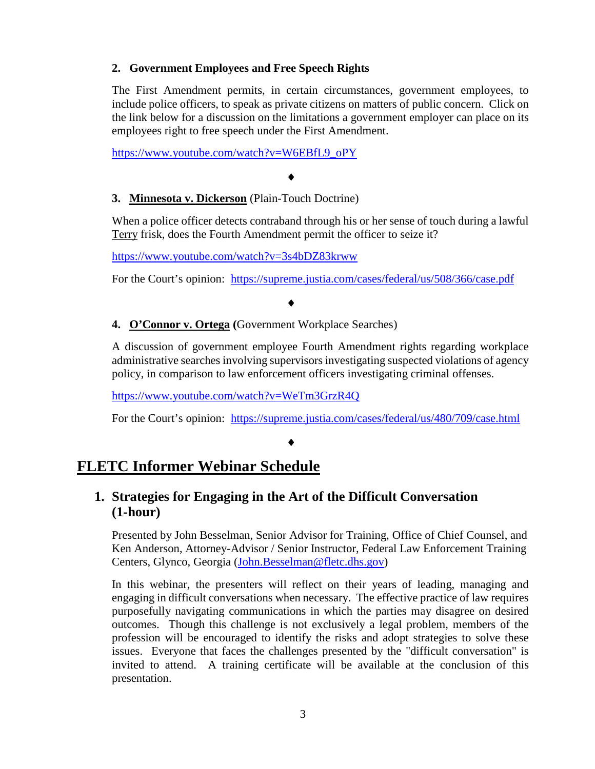**2. Government Employees and Free Speech Rights**

The First Amendment permits, in certain circumstances, government employees, to include police officers, to speak as private citizens on matters of public concern. Click on the link below for a discussion on the limitations a government employer can place on its employees right to free speech under the First Amendment.

https://www.youtube.com/watch?v=W6EBfL9_oPY

♦

**3. Minnesota v. Dickerson** (Plain-Touch Doctrine)

When a police officer detects contraband through his or her sense of touch during a lawful Terry frisk, does the Fourth Amendment permit the officer to seize it?

https://www.youtube.com/watch?v=3s4bDZ83krww

For the Court's opinion: https://supreme.justia.com/cases/federal/us/508/366/case.pdf

♦

**4. O'Connor v. Ortega (**Government Workplace Searches)

A discussion of government employee Fourth Amendment rights regarding workplace administrative searches involving supervisors investigating suspected violations of agency policy, in comparison to law enforcement officers investigating criminal offenses.

https://www.youtube.com/watch?v=WeTm3GrzR4Q

For the Court's opinion: https://supreme.justia.com/cases/federal/us/480/709/case.html

♦

# FLETC Informer Webinar Schedule

## 1. Strategies for Engaging in the Art of the Difficult Conversation (1-hour)

Presented by John Besselman, Senior Advisor for Training, Office of Chief Counsel, and Ken Anderson, Attorney-Advisor / Senior Instructor, Federal Law Enforcement Training Centers, Glynco, Georgia (John.Besselman@fletc.dhs.gov)

In this webinar, the presenters will reflect on their years of leading, managing and engaging in difficult conversations when necessary. The effective practice of law requires purposefully navigating communications in which the parties may disagree on desired outcomes. Though this challenge is not exclusively a legal problem, members of the profession will be encouraged to identify the risks and adopt strategies to solve these issues. Everyone that faces the challenges presented by the "difficult conversation" is invited to attend. A training certificate will be available at the conclusion of this presentation.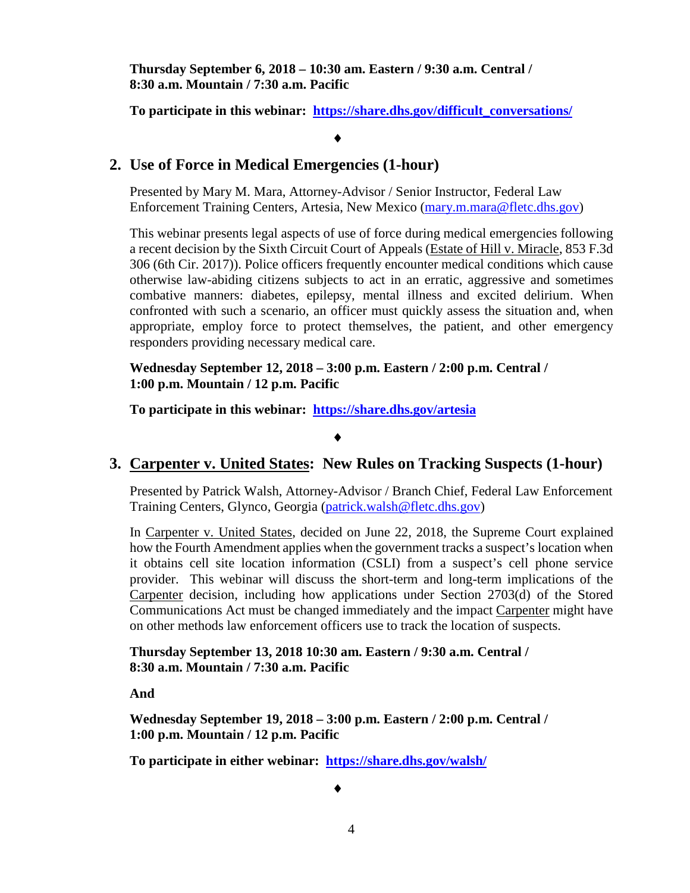**Thursday September 6, 2018 – 10:30 am. Eastern / 9:30 a.m. Central / 8:30 a.m. Mountain / 7:30 a.m. Pacific**

**To participate in this webinar: [https://share.dhs.gov/difficult_conversations/](https://share.dhs.gov/difficult_conversations/)**

♦

## 2. Use of Force in Medical Emergencies (1-hour)

Presented by Mary M. Mara, Attorney-Advisor / Senior Instructor, Federal Law Enforcement Training Centers, Artesia, New Mexico ([mary.m.mara@fletc.dhs.gov](mailto:mary.m.mara@fletc.dhs.gov))

This webinar presents legal aspects of use of force during medical emergencies following a recent decision by the Sixth Circuit Court of Appeals (Estate of Hill v. Miracle, 853 F.3d 306 (6th Cir. 2017)). Police officers frequently encounter medical conditions which cause otherwise law-abiding citizens subjects to act in an erratic, aggressive and sometimes combative manners: diabetes, epilepsy, mental illness and excited delirium. When confronted with such a scenario, an officer must quickly assess the situation and, when appropriate, employ force to protect themselves, the patient, and other emergency responders providing necessary medical care.

**Wednesday September 12, 2018 – 3:00 p.m. Eastern / 2:00 p.m. Central / 1:00 p.m. Mountain / 12 p.m. Pacific**

**To participate in this webinar: [https://share.dhs.gov/artesia](https://share.dhs.gov/artesia)**

♦

## 3. Carpenter v. United States: New Rules on Tracking Suspects (1-hour)

Presented by Patrick Walsh, Attorney-Advisor / Branch Chief, Federal Law Enforcement Training Centers, Glynco, Georgia ([patrick.walsh@fletc.dhs.gov](mailto:patrick.walsh@fletc.dhs.gov))

In Carpenter v. United States, decided on June 22, 2018, the Supreme Court explained how the Fourth Amendment applies when the government tracks a suspect's location when it obtains cell site location information (CSLI) from a suspect's cell phone service provider. This webinar will discuss the short-term and long-term implications of the Carpenter decision, including how applications under Section 2703(d) of the Stored Communications Act must be changed immediately and the impact Carpenter might have on other methods law enforcement officers use to track the location of suspects.

**Thursday September 13, 2018 10:30 am. Eastern / 9:30 a.m. Central / 8:30 a.m. Mountain / 7:30 a.m. Pacific**

**And**

**Wednesday September 19, 2018 – 3:00 p.m. Eastern / 2:00 p.m. Central / 1:00 p.m. Mountain / 12 p.m. Pacific**

**To participate in either webinar: [https://share.dhs.gov/walsh/](https://share.dhs.gov/walsh/)**

♦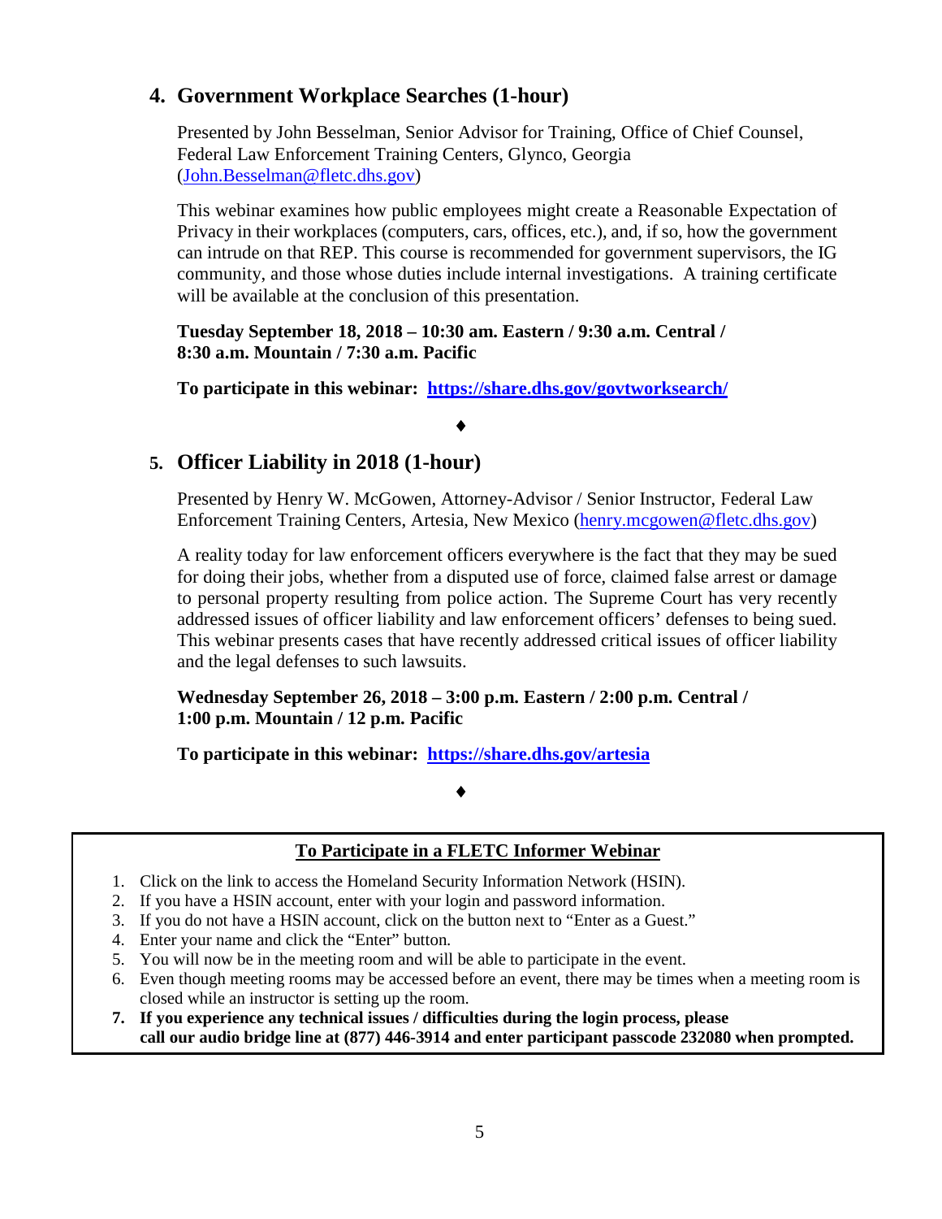## 4. Government Workplace Searches (1-hour)

Presented by John Besselman, Senior Advisor for Training, Office of Chief Counsel, Federal Law Enforcement Training Centers, Glynco, Georgia (John.Besselman@fletc.dhs.gov)

This webinar examines how public employees might create a Reasonable Expectation of Privacy in their workplaces (computers, cars, offices, etc.), and, if so, how the government can intrude on that REP. This course is recommended for government supervisors, the IG community, and those whose duties include internal investigations. A training certificate will be available at the conclusion of this presentation.

**Tuesday September 18, 2018 – 10:30 am. Eastern / 9:30 a.m. Central / 8:30 a.m. Mountain / 7:30 a.m. Pacific**

**To participate in this webinar: https://share.dhs.gov/govtworksearch/**

♦

## 5. Officer Liability in 2018 (1-hour)

Presented by Henry W. McGowen, Attorney-Advisor / Senior Instructor, Federal Law Enforcement Training Centers, Artesia, New Mexico (henry.mcgowen@fletc.dhs.gov)

A reality today for law enforcement officers everywhere is the fact that they may be sued for doing their jobs, whether from a disputed use of force, claimed false arrest or damage to personal property resulting from police action. The Supreme Court has very recently addressed issues of officer liability and law enforcement officers' defenses to being sued. This webinar presents cases that have recently addressed critical issues of officer liability and the legal defenses to such lawsuits.

**Wednesday September 26, 2018 – 3:00 p.m. Eastern / 2:00 p.m. Central / 1:00 p.m. Mountain / 12 p.m. Pacific**

**To participate in this webinar: https://share.dhs.gov/artesia**

♦

**To Participate in a FLETC Informer Webinar**

1. Click on the link to access the Homeland Security Information Network (HSIN).
2. If you have a HSIN account, enter with your login and password information.
3. If you do not have a HSIN account, click on the button next to "Enter as a Guest."
4. Enter your name and click the "Enter" button.
5. You will now be in the meeting room and will be able to participate in the event.
6. Even though meeting rooms may be accessed before an event, there may be times when a meeting room is closed while an instructor is setting up the room.
7. **If you experience any technical issues / difficulties during the login process, please call our audio bridge line at (877) 446-3914 and enter participant passcode 232080 when prompted.**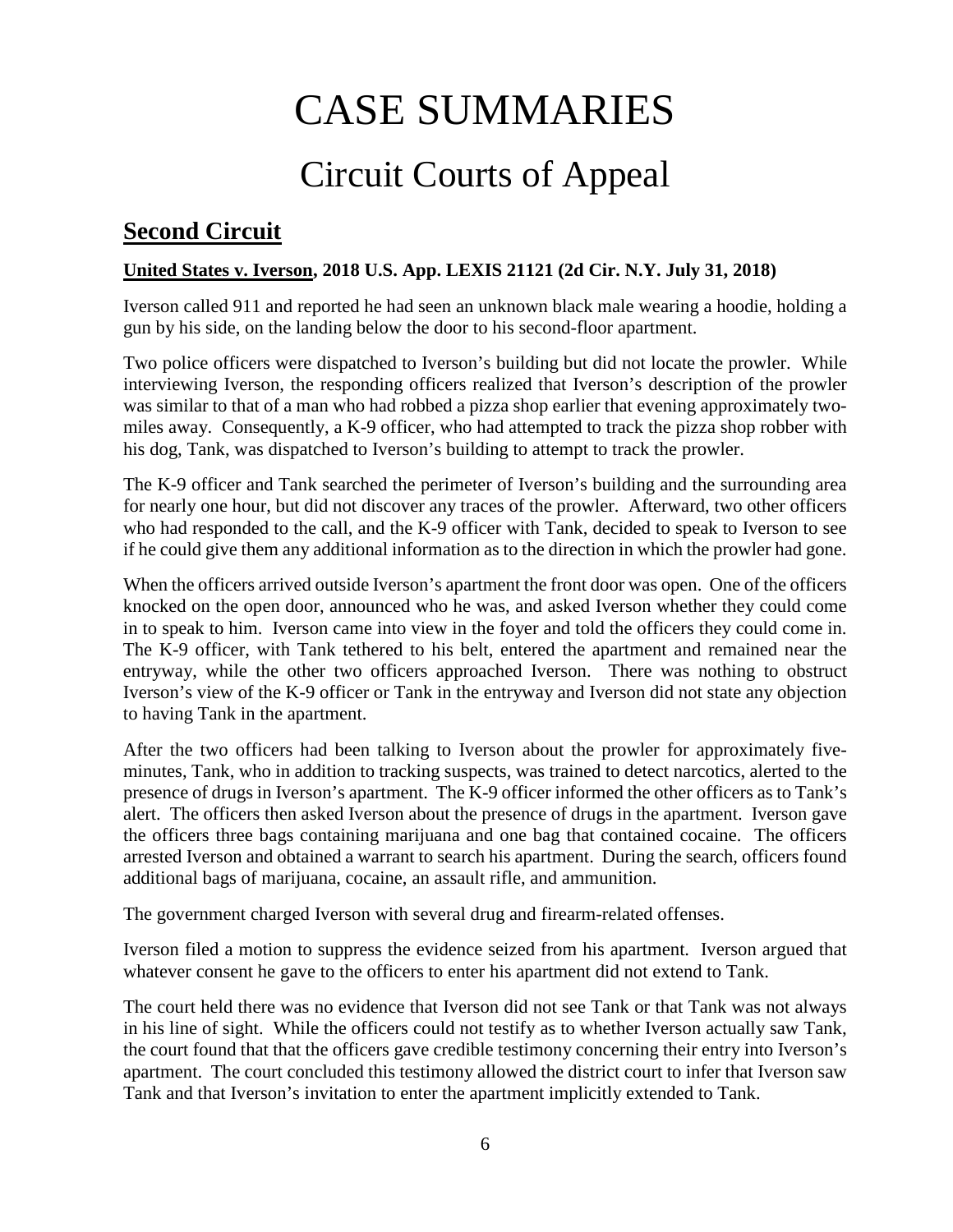# CASE SUMMARIES

# Circuit Courts of Appeal

## Second Circuit

**United States v. Iverson, 2018 U.S. App. LEXIS 21121 (2d Cir. N.Y. July 31, 2018)**

Iverson called 911 and reported he had seen an unknown black male wearing a hoodie, holding a gun by his side, on the landing below the door to his second-floor apartment.

Two police officers were dispatched to Iverson's building but did not locate the prowler. While interviewing Iverson, the responding officers realized that Iverson's description of the prowler was similar to that of a man who had robbed a pizza shop earlier that evening approximately two-miles away. Consequently, a K-9 officer, who had attempted to track the pizza shop robber with his dog, Tank, was dispatched to Iverson's building to attempt to track the prowler.

The K-9 officer and Tank searched the perimeter of Iverson's building and the surrounding area for nearly one hour, but did not discover any traces of the prowler. Afterward, two other officers who had responded to the call, and the K-9 officer with Tank, decided to speak to Iverson to see if he could give them any additional information as to the direction in which the prowler had gone.

When the officers arrived outside Iverson's apartment the front door was open. One of the officers knocked on the open door, announced who he was, and asked Iverson whether they could come in to speak to him. Iverson came into view in the foyer and told the officers they could come in. The K-9 officer, with Tank tethered to his belt, entered the apartment and remained near the entryway, while the other two officers approached Iverson. There was nothing to obstruct Iverson's view of the K-9 officer or Tank in the entryway and Iverson did not state any objection to having Tank in the apartment.

After the two officers had been talking to Iverson about the prowler for approximately five-minutes, Tank, who in addition to tracking suspects, was trained to detect narcotics, alerted to the presence of drugs in Iverson's apartment. The K-9 officer informed the other officers as to Tank's alert. The officers then asked Iverson about the presence of drugs in the apartment. Iverson gave the officers three bags containing marijuana and one bag that contained cocaine. The officers arrested Iverson and obtained a warrant to search his apartment. During the search, officers found additional bags of marijuana, cocaine, an assault rifle, and ammunition.

The government charged Iverson with several drug and firearm-related offenses.

Iverson filed a motion to suppress the evidence seized from his apartment. Iverson argued that whatever consent he gave to the officers to enter his apartment did not extend to Tank.

The court held there was no evidence that Iverson did not see Tank or that Tank was not always in his line of sight. While the officers could not testify as to whether Iverson actually saw Tank, the court found that that the officers gave credible testimony concerning their entry into Iverson's apartment. The court concluded this testimony allowed the district court to infer that Iverson saw Tank and that Iverson's invitation to enter the apartment implicitly extended to Tank.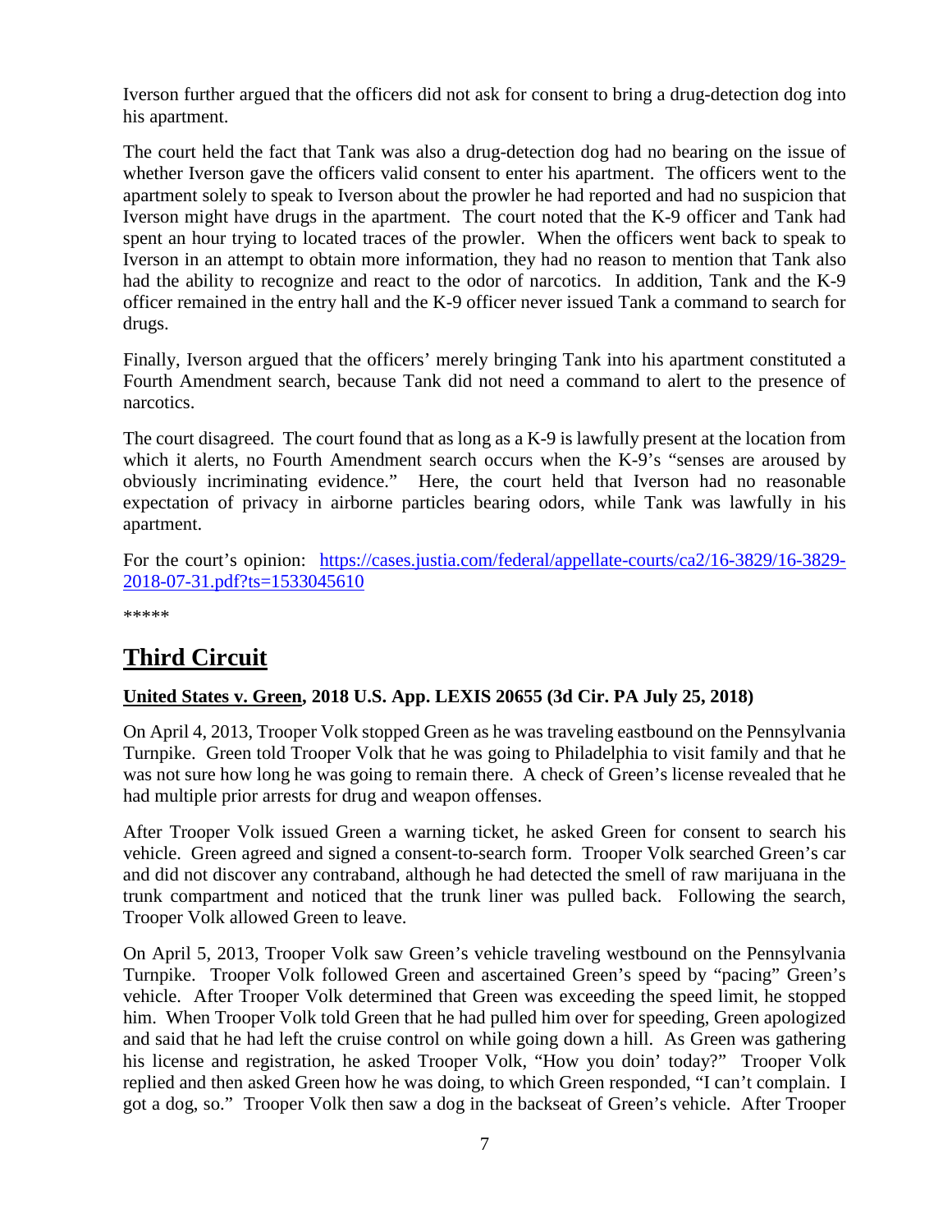Iverson further argued that the officers did not ask for consent to bring a drug-detection dog into his apartment.

The court held the fact that Tank was also a drug-detection dog had no bearing on the issue of whether Iverson gave the officers valid consent to enter his apartment. The officers went to the apartment solely to speak to Iverson about the prowler he had reported and had no suspicion that Iverson might have drugs in the apartment. The court noted that the K-9 officer and Tank had spent an hour trying to located traces of the prowler. When the officers went back to speak to Iverson in an attempt to obtain more information, they had no reason to mention that Tank also had the ability to recognize and react to the odor of narcotics. In addition, Tank and the K-9 officer remained in the entry hall and the K-9 officer never issued Tank a command to search for drugs.

Finally, Iverson argued that the officers' merely bringing Tank into his apartment constituted a Fourth Amendment search, because Tank did not need a command to alert to the presence of narcotics.

The court disagreed. The court found that as long as a K-9 is lawfully present at the location from which it alerts, no Fourth Amendment search occurs when the K-9's "senses are aroused by obviously incriminating evidence." Here, the court held that Iverson had no reasonable expectation of privacy in airborne particles bearing odors, while Tank was lawfully in his apartment.

For the court's opinion: [https://cases.justia.com/federal/appellate-courts/ca2/16-3829/16-3829-2018-07-31.pdf?ts=1533045610](https://cases.justia.com/federal/appellate-courts/ca2/16-3829/16-3829-2018-07-31.pdf?ts=1533045610)

*****

# Third Circuit

### United States v. Green, 2018 U.S. App. LEXIS 20655 (3d Cir. PA July 25, 2018)

On April 4, 2013, Trooper Volk stopped Green as he was traveling eastbound on the Pennsylvania Turnpike. Green told Trooper Volk that he was going to Philadelphia to visit family and that he was not sure how long he was going to remain there. A check of Green's license revealed that he had multiple prior arrests for drug and weapon offenses.

After Trooper Volk issued Green a warning ticket, he asked Green for consent to search his vehicle. Green agreed and signed a consent-to-search form. Trooper Volk searched Green's car and did not discover any contraband, although he had detected the smell of raw marijuana in the trunk compartment and noticed that the trunk liner was pulled back. Following the search, Trooper Volk allowed Green to leave.

On April 5, 2013, Trooper Volk saw Green's vehicle traveling westbound on the Pennsylvania Turnpike. Trooper Volk followed Green and ascertained Green's speed by "pacing" Green's vehicle. After Trooper Volk determined that Green was exceeding the speed limit, he stopped him. When Trooper Volk told Green that he had pulled him over for speeding, Green apologized and said that he had left the cruise control on while going down a hill. As Green was gathering his license and registration, he asked Trooper Volk, "How you doin' today?" Trooper Volk replied and then asked Green how he was doing, to which Green responded, "I can't complain. I got a dog, so." Trooper Volk then saw a dog in the backseat of Green's vehicle. After Trooper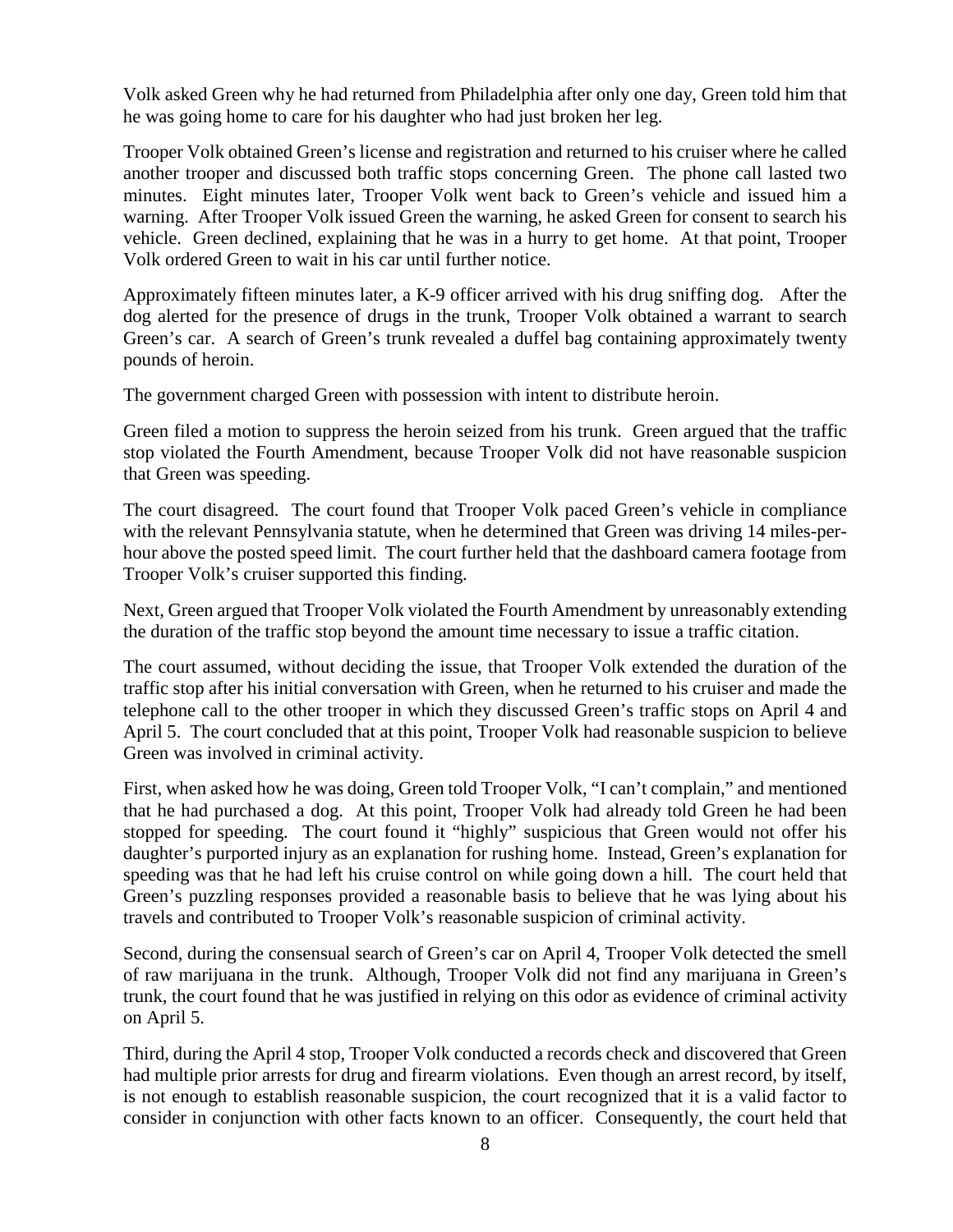Volk asked Green why he had returned from Philadelphia after only one day, Green told him that he was going home to care for his daughter who had just broken her leg.

Trooper Volk obtained Green's license and registration and returned to his cruiser where he called another trooper and discussed both traffic stops concerning Green. The phone call lasted two minutes. Eight minutes later, Trooper Volk went back to Green's vehicle and issued him a warning. After Trooper Volk issued Green the warning, he asked Green for consent to search his vehicle. Green declined, explaining that he was in a hurry to get home. At that point, Trooper Volk ordered Green to wait in his car until further notice.

Approximately fifteen minutes later, a K-9 officer arrived with his drug sniffing dog. After the dog alerted for the presence of drugs in the trunk, Trooper Volk obtained a warrant to search Green's car. A search of Green's trunk revealed a duffel bag containing approximately twenty pounds of heroin.

The government charged Green with possession with intent to distribute heroin.

Green filed a motion to suppress the heroin seized from his trunk. Green argued that the traffic stop violated the Fourth Amendment, because Trooper Volk did not have reasonable suspicion that Green was speeding.

The court disagreed. The court found that Trooper Volk paced Green's vehicle in compliance with the relevant Pennsylvania statute, when he determined that Green was driving 14 miles-per-hour above the posted speed limit. The court further held that the dashboard camera footage from Trooper Volk's cruiser supported this finding.

Next, Green argued that Trooper Volk violated the Fourth Amendment by unreasonably extending the duration of the traffic stop beyond the amount time necessary to issue a traffic citation.

The court assumed, without deciding the issue, that Trooper Volk extended the duration of the traffic stop after his initial conversation with Green, when he returned to his cruiser and made the telephone call to the other trooper in which they discussed Green's traffic stops on April 4 and April 5. The court concluded that at this point, Trooper Volk had reasonable suspicion to believe Green was involved in criminal activity.

First, when asked how he was doing, Green told Trooper Volk, "I can't complain," and mentioned that he had purchased a dog. At this point, Trooper Volk had already told Green he had been stopped for speeding. The court found it "highly" suspicious that Green would not offer his daughter's purported injury as an explanation for rushing home. Instead, Green's explanation for speeding was that he had left his cruise control on while going down a hill. The court held that Green's puzzling responses provided a reasonable basis to believe that he was lying about his travels and contributed to Trooper Volk's reasonable suspicion of criminal activity.

Second, during the consensual search of Green's car on April 4, Trooper Volk detected the smell of raw marijuana in the trunk. Although, Trooper Volk did not find any marijuana in Green's trunk, the court found that he was justified in relying on this odor as evidence of criminal activity on April 5.

Third, during the April 4 stop, Trooper Volk conducted a records check and discovered that Green had multiple prior arrests for drug and firearm violations. Even though an arrest record, by itself, is not enough to establish reasonable suspicion, the court recognized that it is a valid factor to consider in conjunction with other facts known to an officer. Consequently, the court held that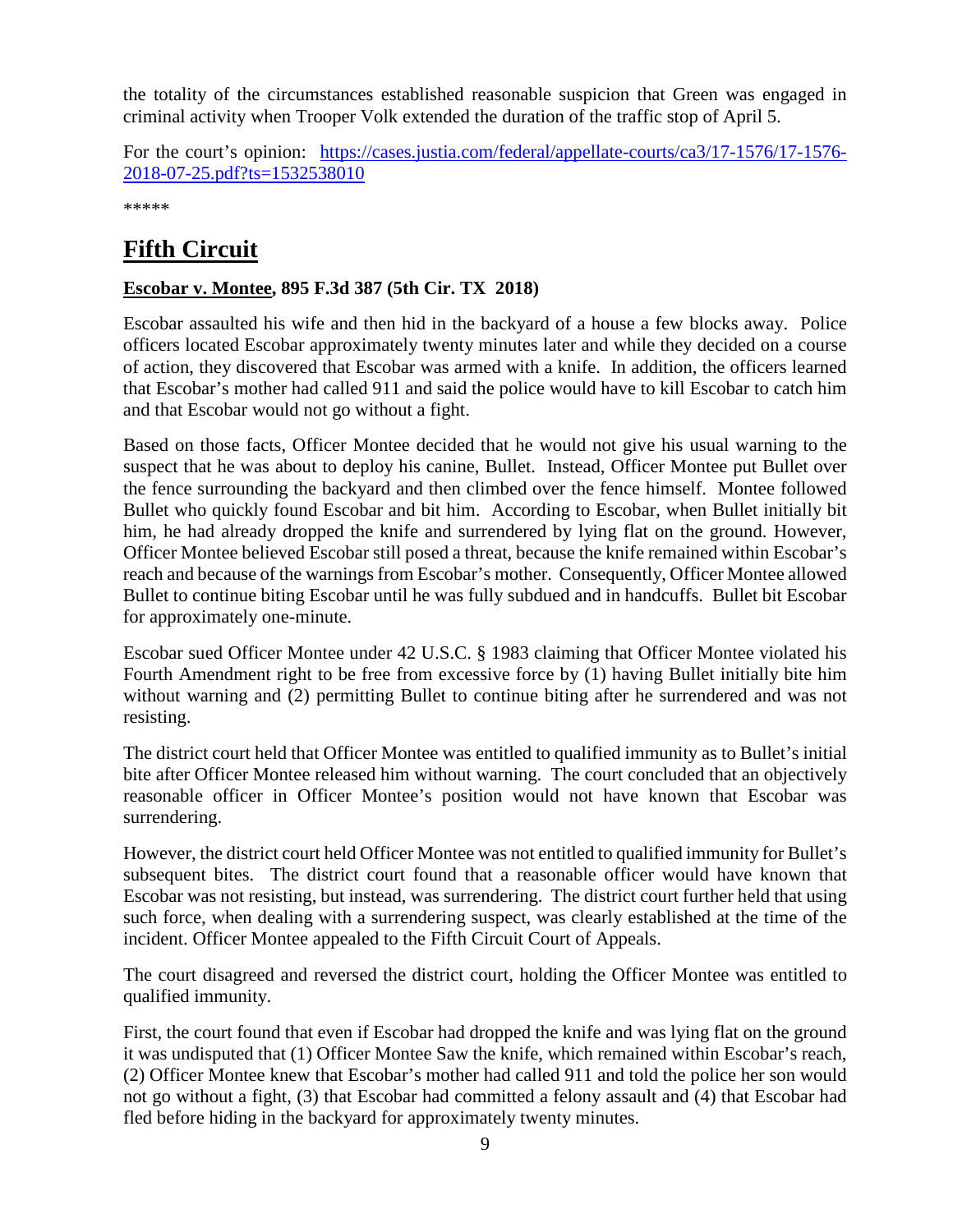the totality of the circumstances established reasonable suspicion that Green was engaged in criminal activity when Trooper Volk extended the duration of the traffic stop of April 5.

For the court's opinion: [https://cases.justia.com/federal/appellate-courts/ca3/17-1576/17-1576-2018-07-25.pdf?ts=1532538010](https://cases.justia.com/federal/appellate-courts/ca3/17-1576/17-1576-2018-07-25.pdf?ts=1532538010)

*****

## Fifth Circuit

**Escobar v. Montee, 895 F.3d 387 (5th Cir. TX 2018)**

Escobar assaulted his wife and then hid in the backyard of a house a few blocks away. Police officers located Escobar approximately twenty minutes later and while they decided on a course of action, they discovered that Escobar was armed with a knife. In addition, the officers learned that Escobar's mother had called 911 and said the police would have to kill Escobar to catch him and that Escobar would not go without a fight.

Based on those facts, Officer Montee decided that he would not give his usual warning to the suspect that he was about to deploy his canine, Bullet. Instead, Officer Montee put Bullet over the fence surrounding the backyard and then climbed over the fence himself. Montee followed Bullet who quickly found Escobar and bit him. According to Escobar, when Bullet initially bit him, he had already dropped the knife and surrendered by lying flat on the ground. However, Officer Montee believed Escobar still posed a threat, because the knife remained within Escobar's reach and because of the warnings from Escobar's mother. Consequently, Officer Montee allowed Bullet to continue biting Escobar until he was fully subdued and in handcuffs. Bullet bit Escobar for approximately one-minute.

Escobar sued Officer Montee under 42 U.S.C. § 1983 claiming that Officer Montee violated his Fourth Amendment right to be free from excessive force by (1) having Bullet initially bite him without warning and (2) permitting Bullet to continue biting after he surrendered and was not resisting.

The district court held that Officer Montee was entitled to qualified immunity as to Bullet's initial bite after Officer Montee released him without warning. The court concluded that an objectively reasonable officer in Officer Montee's position would not have known that Escobar was surrendering.

However, the district court held Officer Montee was not entitled to qualified immunity for Bullet's subsequent bites. The district court found that a reasonable officer would have known that Escobar was not resisting, but instead, was surrendering. The district court further held that using such force, when dealing with a surrendering suspect, was clearly established at the time of the incident. Officer Montee appealed to the Fifth Circuit Court of Appeals.

The court disagreed and reversed the district court, holding the Officer Montee was entitled to qualified immunity.

First, the court found that even if Escobar had dropped the knife and was lying flat on the ground it was undisputed that (1) Officer Montee Saw the knife, which remained within Escobar's reach, (2) Officer Montee knew that Escobar's mother had called 911 and told the police her son would not go without a fight, (3) that Escobar had committed a felony assault and (4) that Escobar had fled before hiding in the backyard for approximately twenty minutes.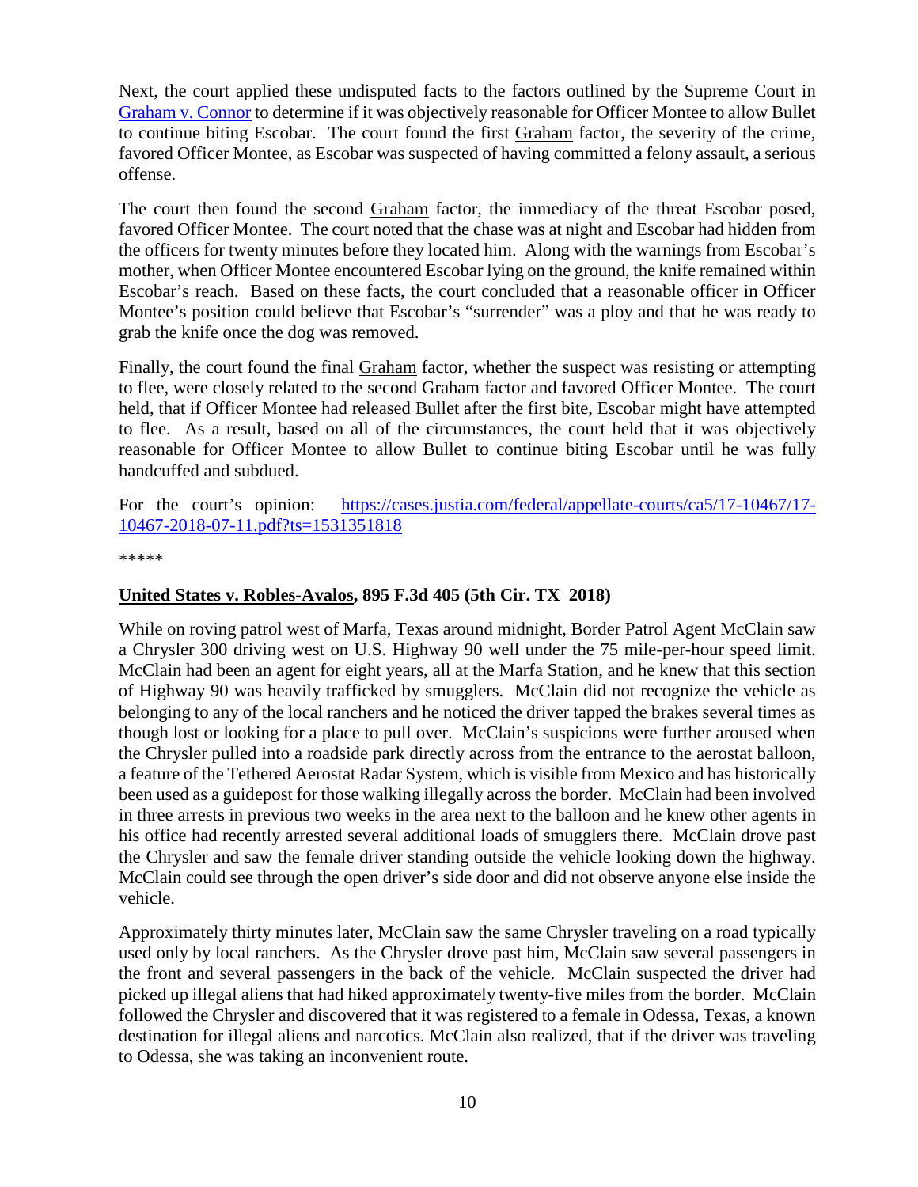Next, the court applied these undisputed facts to the factors outlined by the Supreme Court in [Graham v. Connor](Graham v. Connor) to determine if it was objectively reasonable for Officer Montee to allow Bullet to continue biting Escobar. The court found the first Graham factor, the severity of the crime, favored Officer Montee, as Escobar was suspected of having committed a felony assault, a serious offense.

The court then found the second Graham factor, the immediacy of the threat Escobar posed, favored Officer Montee. The court noted that the chase was at night and Escobar had hidden from the officers for twenty minutes before they located him. Along with the warnings from Escobar's mother, when Officer Montee encountered Escobar lying on the ground, the knife remained within Escobar's reach. Based on these facts, the court concluded that a reasonable officer in Officer Montee's position could believe that Escobar's "surrender" was a ploy and that he was ready to grab the knife once the dog was removed.

Finally, the court found the final Graham factor, whether the suspect was resisting or attempting to flee, were closely related to the second Graham factor and favored Officer Montee. The court held, that if Officer Montee had released Bullet after the first bite, Escobar might have attempted to flee. As a result, based on all of the circumstances, the court held that it was objectively reasonable for Officer Montee to allow Bullet to continue biting Escobar until he was fully handcuffed and subdued.

For the court's opinion: https://cases.justia.com/federal/appellate-courts/ca5/17-10467/17-10467-2018-07-11.pdf?ts=1531351818

*****

## **United States v. Robles-Avalos, 895 F.3d 405 (5th Cir. TX 2018)**

While on roving patrol west of Marfa, Texas around midnight, Border Patrol Agent McClain saw a Chrysler 300 driving west on U.S. Highway 90 well under the 75 mile-per-hour speed limit. McClain had been an agent for eight years, all at the Marfa Station, and he knew that this section of Highway 90 was heavily trafficked by smugglers. McClain did not recognize the vehicle as belonging to any of the local ranchers and he noticed the driver tapped the brakes several times as though lost or looking for a place to pull over. McClain's suspicions were further aroused when the Chrysler pulled into a roadside park directly across from the entrance to the aerostat balloon, a feature of the Tethered Aerostat Radar System, which is visible from Mexico and has historically been used as a guidepost for those walking illegally across the border. McClain had been involved in three arrests in previous two weeks in the area next to the balloon and he knew other agents in his office had recently arrested several additional loads of smugglers there. McClain drove past the Chrysler and saw the female driver standing outside the vehicle looking down the highway. McClain could see through the open driver's side door and did not observe anyone else inside the vehicle.

Approximately thirty minutes later, McClain saw the same Chrysler traveling on a road typically used only by local ranchers. As the Chrysler drove past him, McClain saw several passengers in the front and several passengers in the back of the vehicle. McClain suspected the driver had picked up illegal aliens that had hiked approximately twenty-five miles from the border. McClain followed the Chrysler and discovered that it was registered to a female in Odessa, Texas, a known destination for illegal aliens and narcotics. McClain also realized, that if the driver was traveling to Odessa, she was taking an inconvenient route.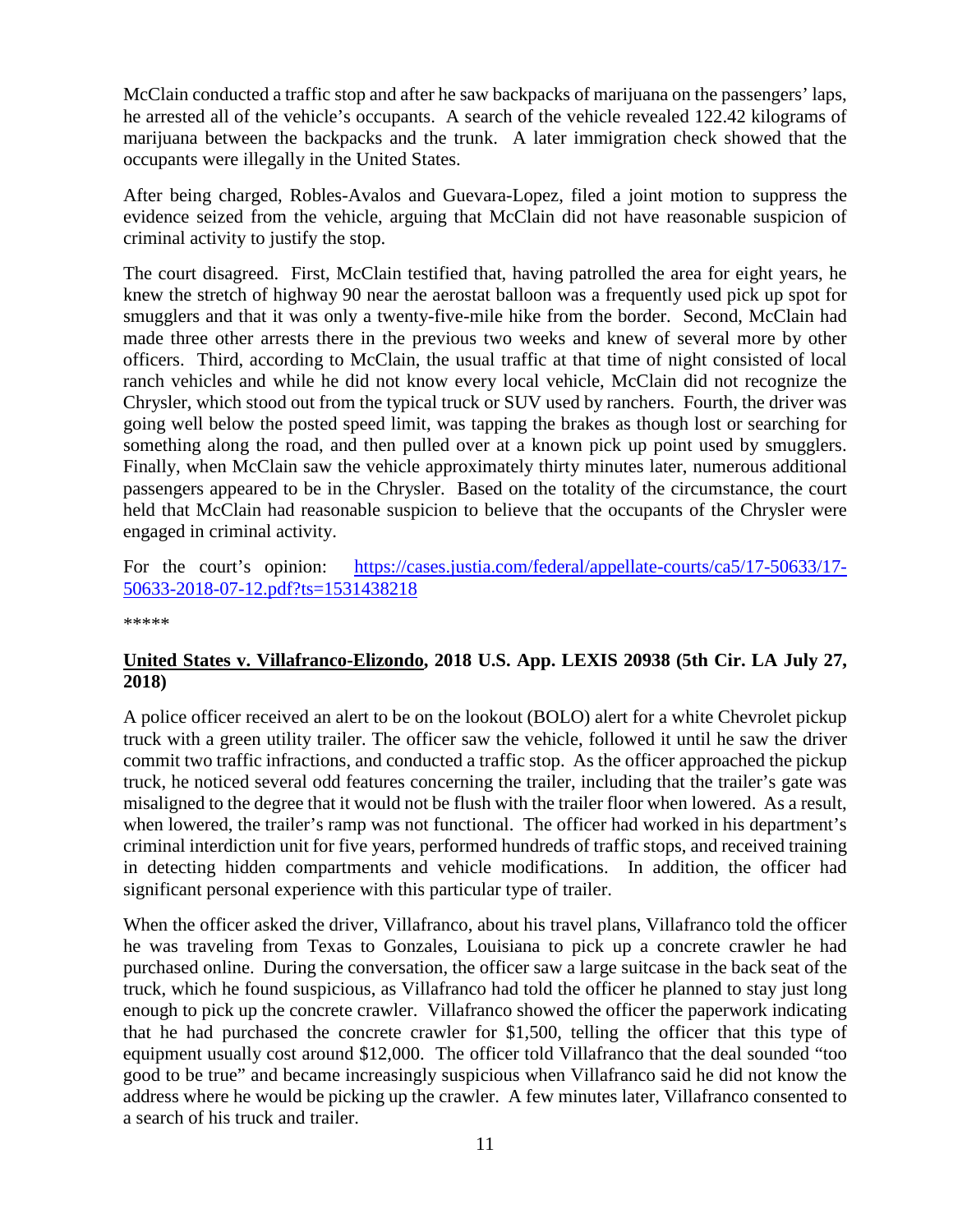McClain conducted a traffic stop and after he saw backpacks of marijuana on the passengers' laps, he arrested all of the vehicle's occupants. A search of the vehicle revealed 122.42 kilograms of marijuana between the backpacks and the trunk. A later immigration check showed that the occupants were illegally in the United States.

After being charged, Robles-Avalos and Guevara-Lopez, filed a joint motion to suppress the evidence seized from the vehicle, arguing that McClain did not have reasonable suspicion of criminal activity to justify the stop.

The court disagreed. First, McClain testified that, having patrolled the area for eight years, he knew the stretch of highway 90 near the aerostat balloon was a frequently used pick up spot for smugglers and that it was only a twenty-five-mile hike from the border. Second, McClain had made three other arrests there in the previous two weeks and knew of several more by other officers. Third, according to McClain, the usual traffic at that time of night consisted of local ranch vehicles and while he did not know every local vehicle, McClain did not recognize the Chrysler, which stood out from the typical truck or SUV used by ranchers. Fourth, the driver was going well below the posted speed limit, was tapping the brakes as though lost or searching for something along the road, and then pulled over at a known pick up point used by smugglers. Finally, when McClain saw the vehicle approximately thirty minutes later, numerous additional passengers appeared to be in the Chrysler. Based on the totality of the circumstance, the court held that McClain had reasonable suspicion to believe that the occupants of the Chrysler were engaged in criminal activity.

For the court's opinion: [https://cases.justia.com/federal/appellate-courts/ca5/17-50633/17-50633-2018-07-12.pdf?ts=1531438218](https://cases.justia.com/federal/appellate-courts/ca5/17-50633/17-50633-2018-07-12.pdf?ts=1531438218)

*****

**United States v. Villafranco-Elizondo, 2018 U.S. App. LEXIS 20938 (5th Cir. LA July 27, 2018)**

A police officer received an alert to be on the lookout (BOLO) alert for a white Chevrolet pickup truck with a green utility trailer. The officer saw the vehicle, followed it until he saw the driver commit two traffic infractions, and conducted a traffic stop. As the officer approached the pickup truck, he noticed several odd features concerning the trailer, including that the trailer's gate was misaligned to the degree that it would not be flush with the trailer floor when lowered. As a result, when lowered, the trailer's ramp was not functional. The officer had worked in his department's criminal interdiction unit for five years, performed hundreds of traffic stops, and received training in detecting hidden compartments and vehicle modifications. In addition, the officer had significant personal experience with this particular type of trailer.

When the officer asked the driver, Villafranco, about his travel plans, Villafranco told the officer he was traveling from Texas to Gonzales, Louisiana to pick up a concrete crawler he had purchased online. During the conversation, the officer saw a large suitcase in the back seat of the truck, which he found suspicious, as Villafranco had told the officer he planned to stay just long enough to pick up the concrete crawler. Villafranco showed the officer the paperwork indicating that he had purchased the concrete crawler for $1,500, telling the officer that this type of equipment usually cost around $12,000. The officer told Villafranco that the deal sounded "too good to be true" and became increasingly suspicious when Villafranco said he did not know the address where he would be picking up the crawler. A few minutes later, Villafranco consented to a search of his truck and trailer.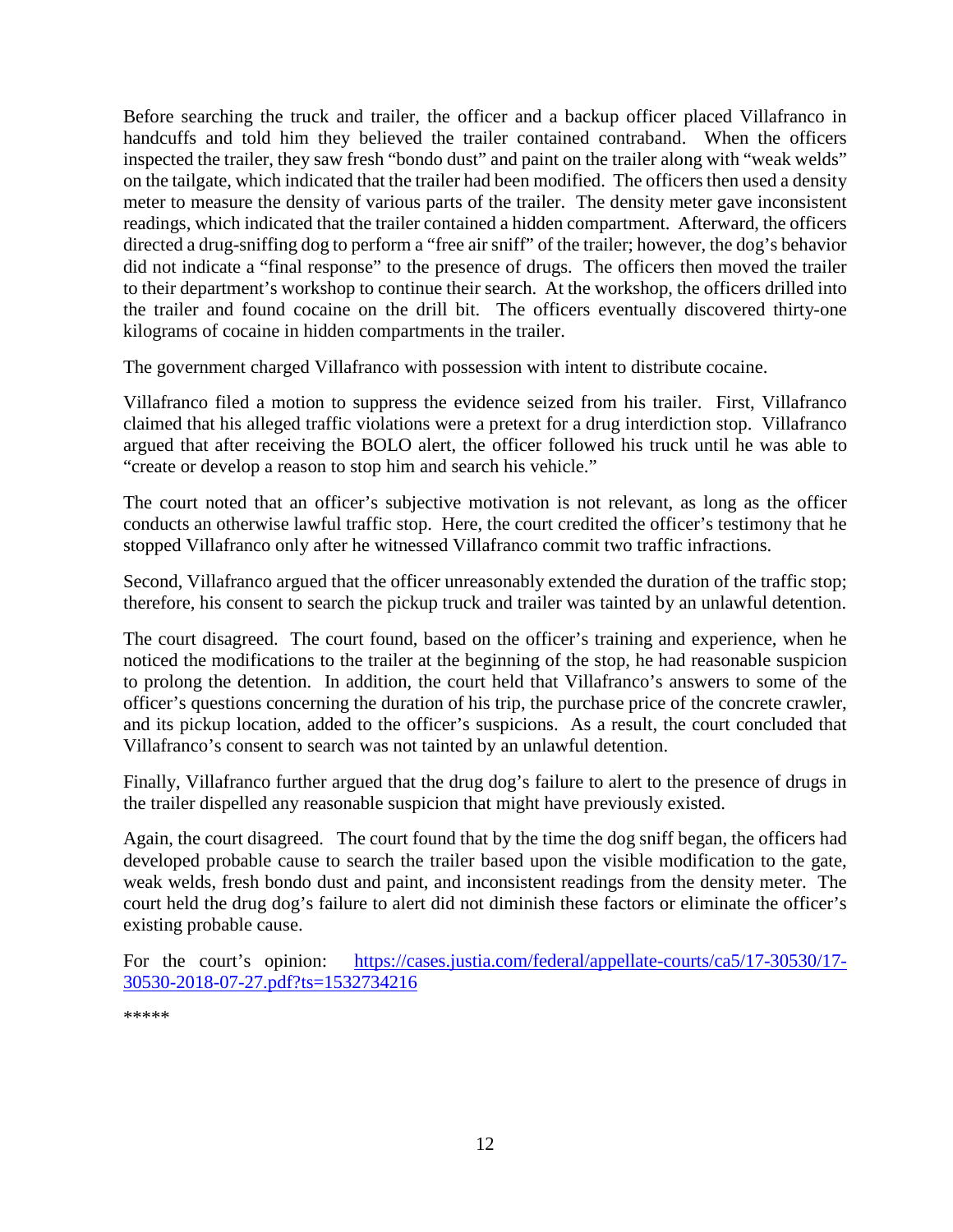Before searching the truck and trailer, the officer and a backup officer placed Villafranco in handcuffs and told him they believed the trailer contained contraband. When the officers inspected the trailer, they saw fresh "bondo dust" and paint on the trailer along with "weak welds" on the tailgate, which indicated that the trailer had been modified. The officers then used a density meter to measure the density of various parts of the trailer. The density meter gave inconsistent readings, which indicated that the trailer contained a hidden compartment. Afterward, the officers directed a drug-sniffing dog to perform a "free air sniff" of the trailer; however, the dog's behavior did not indicate a "final response" to the presence of drugs. The officers then moved the trailer to their department's workshop to continue their search. At the workshop, the officers drilled into the trailer and found cocaine on the drill bit. The officers eventually discovered thirty-one kilograms of cocaine in hidden compartments in the trailer.

The government charged Villafranco with possession with intent to distribute cocaine.

Villafranco filed a motion to suppress the evidence seized from his trailer. First, Villafranco claimed that his alleged traffic violations were a pretext for a drug interdiction stop. Villafranco argued that after receiving the BOLO alert, the officer followed his truck until he was able to "create or develop a reason to stop him and search his vehicle."

The court noted that an officer's subjective motivation is not relevant, as long as the officer conducts an otherwise lawful traffic stop. Here, the court credited the officer's testimony that he stopped Villafranco only after he witnessed Villafranco commit two traffic infractions.

Second, Villafranco argued that the officer unreasonably extended the duration of the traffic stop; therefore, his consent to search the pickup truck and trailer was tainted by an unlawful detention.

The court disagreed. The court found, based on the officer's training and experience, when he noticed the modifications to the trailer at the beginning of the stop, he had reasonable suspicion to prolong the detention. In addition, the court held that Villafranco's answers to some of the officer's questions concerning the duration of his trip, the purchase price of the concrete crawler, and its pickup location, added to the officer's suspicions. As a result, the court concluded that Villafranco's consent to search was not tainted by an unlawful detention.

Finally, Villafranco further argued that the drug dog's failure to alert to the presence of drugs in the trailer dispelled any reasonable suspicion that might have previously existed.

Again, the court disagreed. The court found that by the time the dog sniff began, the officers had developed probable cause to search the trailer based upon the visible modification to the gate, weak welds, fresh bondo dust and paint, and inconsistent readings from the density meter. The court held the drug dog's failure to alert did not diminish these factors or eliminate the officer's existing probable cause.

For the court's opinion: [https://cases.justia.com/federal/appellate-courts/ca5/17-30530/17-30530-2018-07-27.pdf?ts=1532734216](https://cases.justia.com/federal/appellate-courts/ca5/17-30530/17-30530-2018-07-27.pdf?ts=1532734216)

*****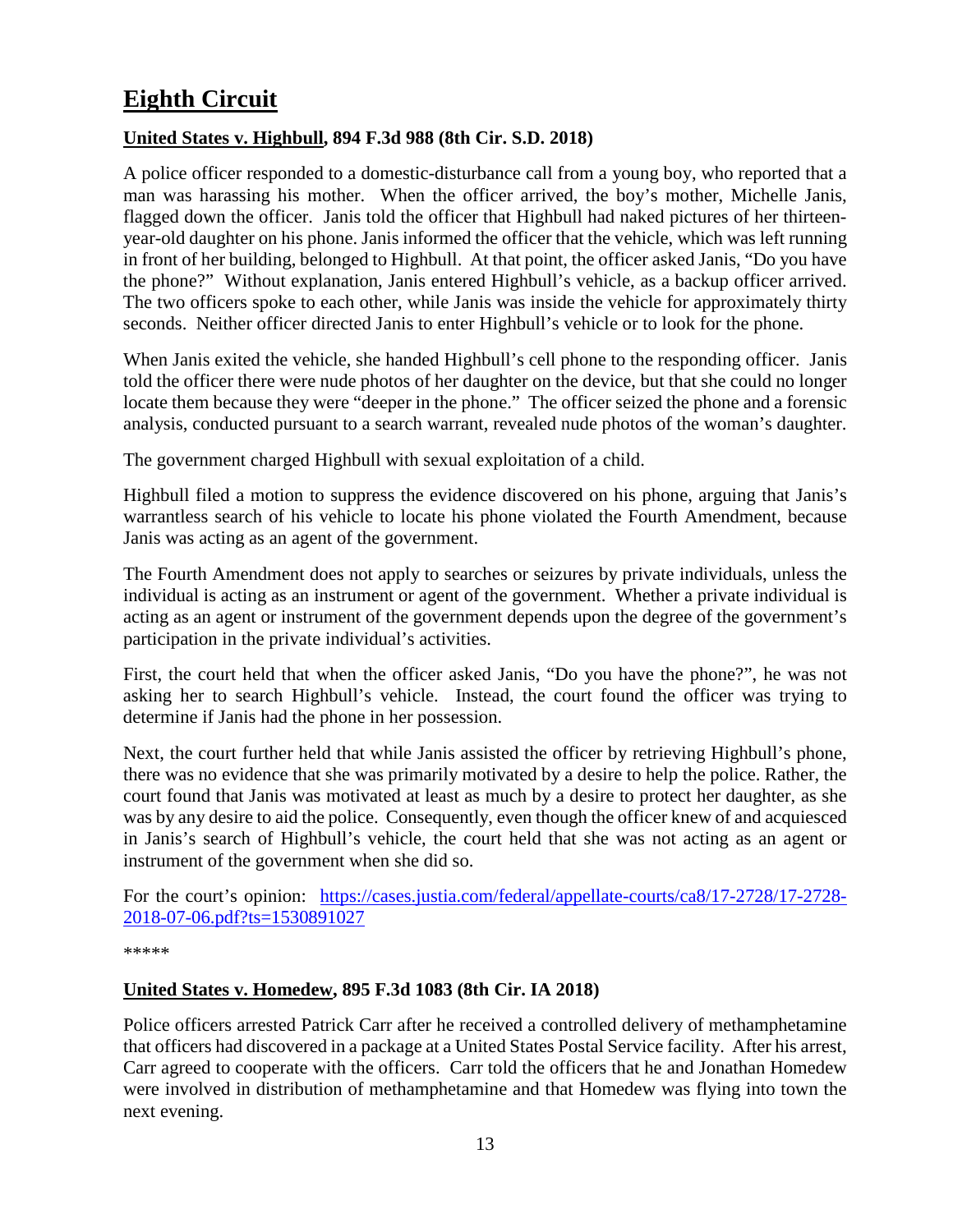# Eighth Circuit

## United States v. Highbull, 894 F.3d 988 (8th Cir. S.D. 2018)

A police officer responded to a domestic-disturbance call from a young boy, who reported that a man was harassing his mother. When the officer arrived, the boy's mother, Michelle Janis, flagged down the officer. Janis told the officer that Highbull had naked pictures of her thirteen-year-old daughter on his phone. Janis informed the officer that the vehicle, which was left running in front of her building, belonged to Highbull. At that point, the officer asked Janis, "Do you have the phone?" Without explanation, Janis entered Highbull's vehicle, as a backup officer arrived. The two officers spoke to each other, while Janis was inside the vehicle for approximately thirty seconds. Neither officer directed Janis to enter Highbull's vehicle or to look for the phone.

When Janis exited the vehicle, she handed Highbull's cell phone to the responding officer. Janis told the officer there were nude photos of her daughter on the device, but that she could no longer locate them because they were "deeper in the phone." The officer seized the phone and a forensic analysis, conducted pursuant to a search warrant, revealed nude photos of the woman's daughter.

The government charged Highbull with sexual exploitation of a child.

Highbull filed a motion to suppress the evidence discovered on his phone, arguing that Janis's warrantless search of his vehicle to locate his phone violated the Fourth Amendment, because Janis was acting as an agent of the government.

The Fourth Amendment does not apply to searches or seizures by private individuals, unless the individual is acting as an instrument or agent of the government. Whether a private individual is acting as an agent or instrument of the government depends upon the degree of the government's participation in the private individual's activities.

First, the court held that when the officer asked Janis, "Do you have the phone?", he was not asking her to search Highbull's vehicle. Instead, the court found the officer was trying to determine if Janis had the phone in her possession.

Next, the court further held that while Janis assisted the officer by retrieving Highbull's phone, there was no evidence that she was primarily motivated by a desire to help the police. Rather, the court found that Janis was motivated at least as much by a desire to protect her daughter, as she was by any desire to aid the police. Consequently, even though the officer knew of and acquiesced in Janis's search of Highbull's vehicle, the court held that she was not acting as an agent or instrument of the government when she did so.

For the court's opinion: [https://cases.justia.com/federal/appellate-courts/ca8/17-2728/17-2728-2018-07-06.pdf?ts=1530891027](https://cases.justia.com/federal/appellate-courts/ca8/17-2728/17-2728-2018-07-06.pdf?ts=1530891027)

*****

## United States v. Homedew, 895 F.3d 1083 (8th Cir. IA 2018)

Police officers arrested Patrick Carr after he received a controlled delivery of methamphetamine that officers had discovered in a package at a United States Postal Service facility. After his arrest, Carr agreed to cooperate with the officers. Carr told the officers that he and Jonathan Homedew were involved in distribution of methamphetamine and that Homedew was flying into town the next evening.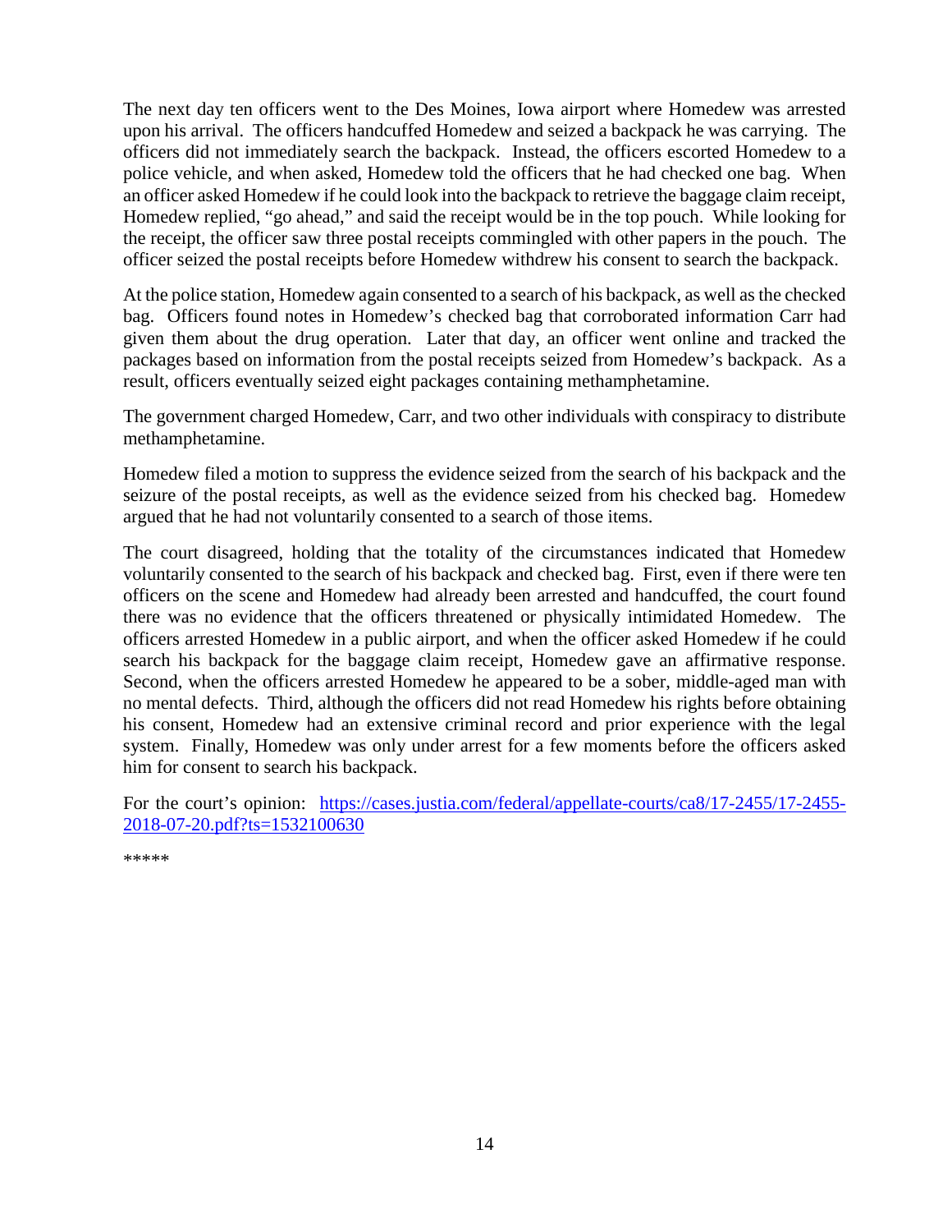The next day ten officers went to the Des Moines, Iowa airport where Homedew was arrested upon his arrival. The officers handcuffed Homedew and seized a backpack he was carrying. The officers did not immediately search the backpack. Instead, the officers escorted Homedew to a police vehicle, and when asked, Homedew told the officers that he had checked one bag. When an officer asked Homedew if he could look into the backpack to retrieve the baggage claim receipt, Homedew replied, "go ahead," and said the receipt would be in the top pouch. While looking for the receipt, the officer saw three postal receipts commingled with other papers in the pouch. The officer seized the postal receipts before Homedew withdrew his consent to search the backpack.

At the police station, Homedew again consented to a search of his backpack, as well as the checked bag. Officers found notes in Homedew's checked bag that corroborated information Carr had given them about the drug operation. Later that day, an officer went online and tracked the packages based on information from the postal receipts seized from Homedew's backpack. As a result, officers eventually seized eight packages containing methamphetamine.

The government charged Homedew, Carr, and two other individuals with conspiracy to distribute methamphetamine.

Homedew filed a motion to suppress the evidence seized from the search of his backpack and the seizure of the postal receipts, as well as the evidence seized from his checked bag. Homedew argued that he had not voluntarily consented to a search of those items.

The court disagreed, holding that the totality of the circumstances indicated that Homedew voluntarily consented to the search of his backpack and checked bag. First, even if there were ten officers on the scene and Homedew had already been arrested and handcuffed, the court found there was no evidence that the officers threatened or physically intimidated Homedew. The officers arrested Homedew in a public airport, and when the officer asked Homedew if he could search his backpack for the baggage claim receipt, Homedew gave an affirmative response. Second, when the officers arrested Homedew he appeared to be a sober, middle-aged man with no mental defects. Third, although the officers did not read Homedew his rights before obtaining his consent, Homedew had an extensive criminal record and prior experience with the legal system. Finally, Homedew was only under arrest for a few moments before the officers asked him for consent to search his backpack.

For the court's opinion: [https://cases.justia.com/federal/appellate-courts/ca8/17-2455/17-2455-2018-07-20.pdf?ts=1532100630](https://cases.justia.com/federal/appellate-courts/ca8/17-2455/17-2455-2018-07-20.pdf?ts=1532100630)

*****